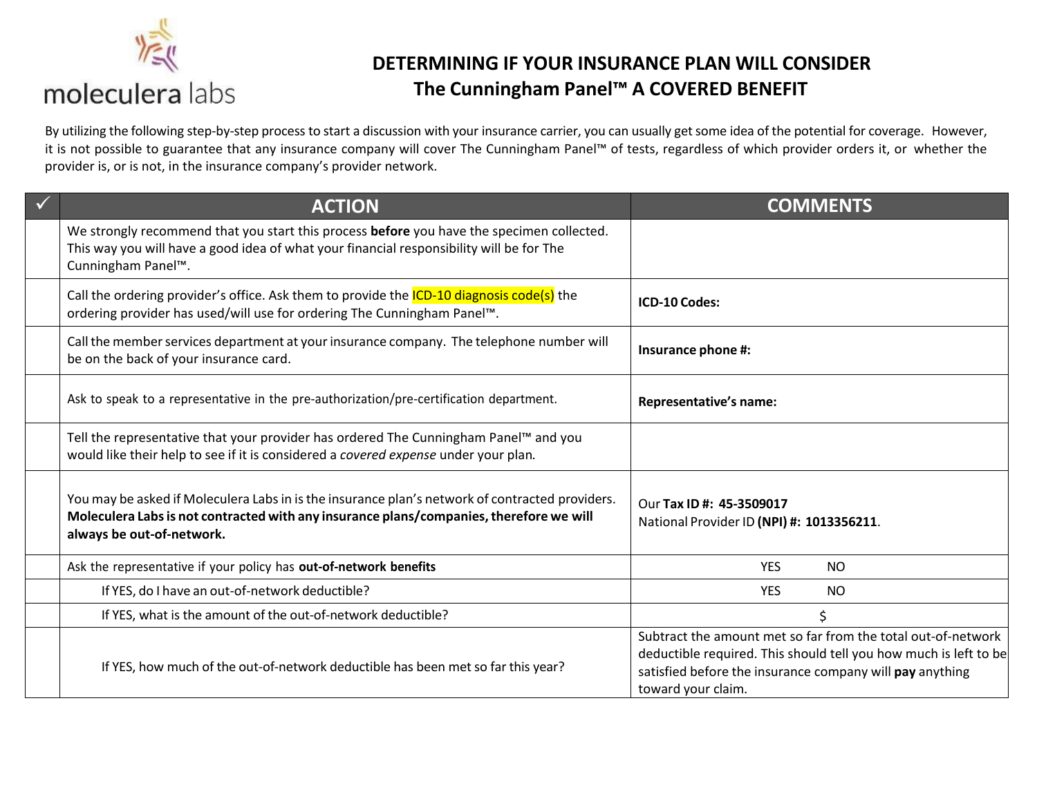moleculera labs

# DETERMINING IF YOUR INSURANCE PLAN WILL CONSIDER The Cunningham Panel™ A COVERED BENEFIT

By utilizing the following step-by-step process to start a discussion with your insurance carrier, you can usually get some idea of the potential for coverage. However, it is not possible to guarantee that any insurance company will cover The Cunningham Panel™ of tests, regardless of which provider orders it, or whether the provider is, or is not, in the insurance company's provider network.

| ✓ | ACTION | COMMENTS |
|---|---|---|
| | We strongly recommend that you start this process **before** you have the specimen collected. This way you will have a good idea of what your financial responsibility will be for The Cunningham Panel™. | |
| | Call the ordering provider's office. Ask them to provide the ICD-10 diagnosis code(s) the ordering provider has used/will use for ordering The Cunningham Panel™. | **ICD-10 Codes:** |
| | Call the member services department at your insurance company. The telephone number will be on the back of your insurance card. | **Insurance phone #:** |
| | Ask to speak to a representative in the pre-authorization/pre-certification department. | **Representative's name:** |
| | Tell the representative that your provider has ordered The Cunningham Panel™ and you would like their help to see if it is considered a *covered expense* under your plan. | |
| | You may be asked if Moleculera Labs in is the insurance plan's network of contracted providers. **Moleculera Labs is not contracted with any insurance plans/companies, therefore we will always be out-of-network.** | Our **Tax ID #: 45-3509017**<br>National Provider ID **(NPI) #: 1013356211**. |
| | Ask the representative if your policy has **out-of-network benefits** | YES NO |
| | If YES, do I have an out-of-network deductible? | YES NO |
| | If YES, what is the amount of the out-of-network deductible? | $ |
| | If YES, how much of the out-of-network deductible has been met so far this year? | Subtract the amount met so far from the total out-of-network deductible required. This should tell you how much is left to be satisfied before the insurance company will **pay** anything toward your claim. |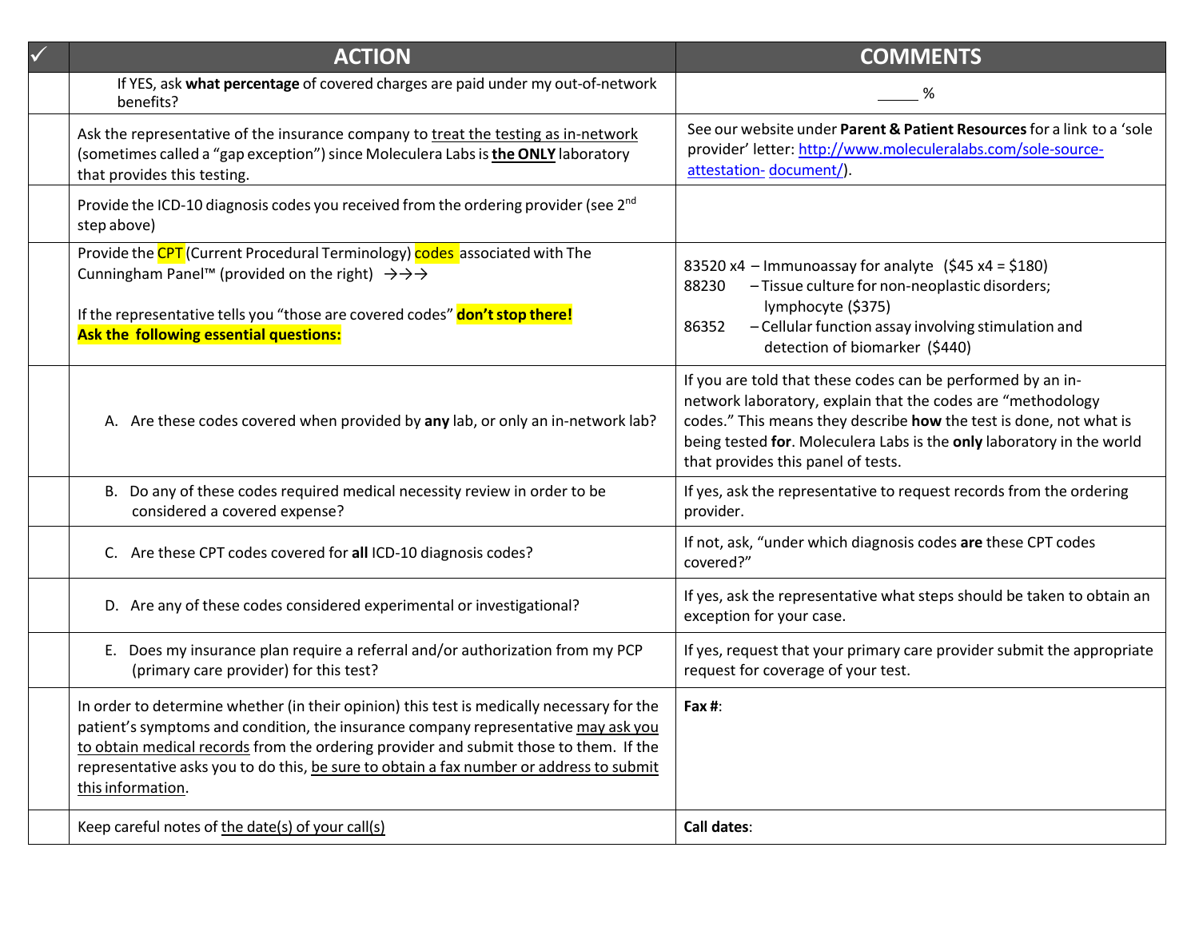| ✓ | ACTION | COMMENTS |
|---|---|---|
| | If YES, ask **what percentage** of covered charges are paid under my out-of-network benefits? | _____ % |
| | Ask the representative of the insurance company to treat the testing as in-network (sometimes called a "gap exception") since Moleculera Labs is **the ONLY** laboratory that provides this testing. | See our website under **Parent & Patient Resources** for a link to a 'sole provider' letter: http://www.moleculeralabs.com/sole-source-attestation-document/). |
| | Provide the ICD-10 diagnosis codes you received from the ordering provider (see 2nd step above) | |
| | Provide the CPT (Current Procedural Terminology) codes associated with The Cunningham Panel™ (provided on the right) →→→<br><br>If the representative tells you "those are covered codes" **don't stop there! Ask the following essential questions:** | 83520 x4 – Immunoassay for analyte ($45 x4 = $180)<br>88230 – Tissue culture for non-neoplastic disorders; lymphocyte ($375)<br>86352 – Cellular function assay involving stimulation and detection of biomarker ($440) |
| | A. Are these codes covered when provided by **any** lab, or only an in-network lab? | If you are told that these codes can be performed by an in-network laboratory, explain that the codes are "methodology codes." This means they describe **how** the test is done, not what is being tested **for**. Moleculera Labs is the **only** laboratory in the world that provides this panel of tests. |
| | B. Do any of these codes required medical necessity review in order to be considered a covered expense? | If yes, ask the representative to request records from the ordering provider. |
| | C. Are these CPT codes covered for **all** ICD-10 diagnosis codes? | If not, ask, "under which diagnosis codes **are** these CPT codes covered?" |
| | D. Are any of these codes considered experimental or investigational? | If yes, ask the representative what steps should be taken to obtain an exception for your case. |
| | E. Does my insurance plan require a referral and/or authorization from my PCP (primary care provider) for this test? | If yes, request that your primary care provider submit the appropriate request for coverage of your test. |
| | In order to determine whether (in their opinion) this test is medically necessary for the patient's symptoms and condition, the insurance company representative may ask you to obtain medical records from the ordering provider and submit those to them. If the representative asks you to do this, be sure to obtain a fax number or address to submit this information. | **Fax #**: |
| | Keep careful notes of the date(s) of your call(s) | **Call dates**: |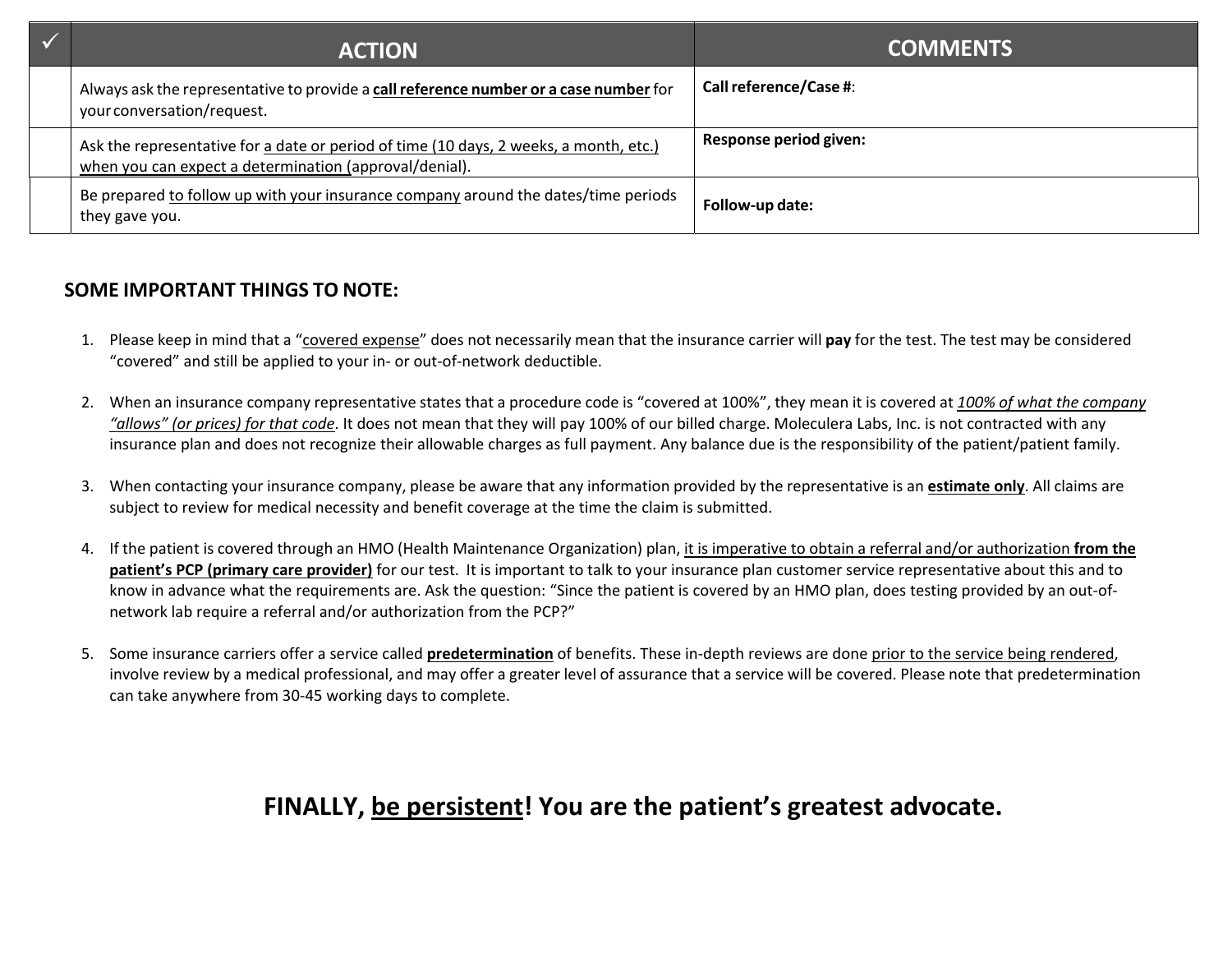| ✓ | ACTION | COMMENTS |
|---|---|---|
| | Always ask the representative to provide a **call reference number or a case number** for your conversation/request. | **Call reference/Case #**: |
| | Ask the representative for a date or period of time (10 days, 2 weeks, a month, etc.) when you can expect a determination (approval/denial). | **Response period given:** |
| | Be prepared to follow up with your insurance company around the dates/time periods they gave you. | **Follow-up date:** |

## SOME IMPORTANT THINGS TO NOTE:

1. Please keep in mind that a "covered expense" does not necessarily mean that the insurance carrier will **pay** for the test. The test may be considered "covered" and still be applied to your in- or out-of-network deductible.

2. When an insurance company representative states that a procedure code is "covered at 100%", they mean it is covered at *100% of what the company "allows" (or prices) for that code*. It does not mean that they will pay 100% of our billed charge. Moleculera Labs, Inc. is not contracted with any insurance plan and does not recognize their allowable charges as full payment. Any balance due is the responsibility of the patient/patient family.

3. When contacting your insurance company, please be aware that any information provided by the representative is an **estimate only**. All claims are subject to review for medical necessity and benefit coverage at the time the claim is submitted.

4. If the patient is covered through an HMO (Health Maintenance Organization) plan, it is imperative to obtain a referral and/or authorization **from the patient's PCP (primary care provider)** for our test. It is important to talk to your insurance plan customer service representative about this and to know in advance what the requirements are. Ask the question: "Since the patient is covered by an HMO plan, does testing provided by an out-of-network lab require a referral and/or authorization from the PCP?"

5. Some insurance carriers offer a service called **predetermination** of benefits. These in-depth reviews are done prior to the service being rendered, involve review by a medical professional, and may offer a greater level of assurance that a service will be covered. Please note that predetermination can take anywhere from 30-45 working days to complete.

**FINALLY, be persistent! You are the patient's greatest advocate.**